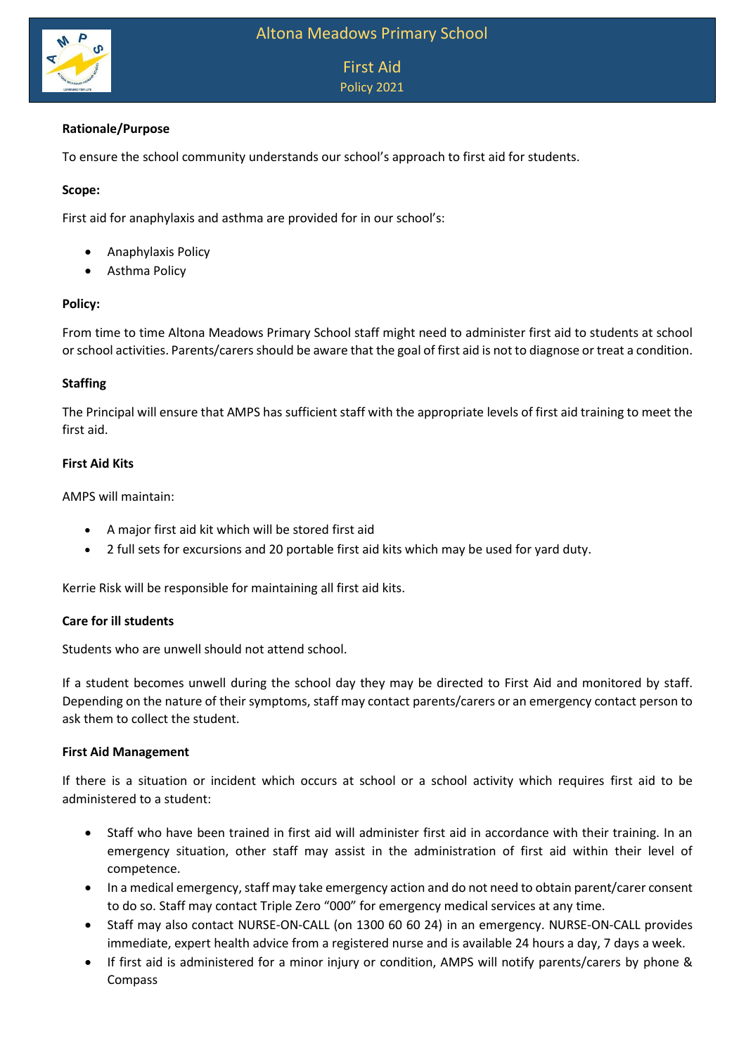# Altona Meadows Primary School

## First Aid

Policy 2021

**Rationale/Purpose**

To ensure the school community understands our school's approach to first aid for students.

**Scope:**

First aid for anaphylaxis and asthma are provided for in our school's:

- Anaphylaxis Policy
- Asthma Policy

**Policy:**

From time to time Altona Meadows Primary School staff might need to administer first aid to students at school or school activities. Parents/carers should be aware that the goal of first aid is not to diagnose or treat a condition.

**Staffing**

The Principal will ensure that AMPS has sufficient staff with the appropriate levels of first aid training to meet the first aid.

**First Aid Kits**

AMPS will maintain:

- A major first aid kit which will be stored first aid
- 2 full sets for excursions and 20 portable first aid kits which may be used for yard duty.

Kerrie Risk will be responsible for maintaining all first aid kits.

**Care for ill students**

Students who are unwell should not attend school.

If a student becomes unwell during the school day they may be directed to First Aid and monitored by staff. Depending on the nature of their symptoms, staff may contact parents/carers or an emergency contact person to ask them to collect the student.

**First Aid Management**

If there is a situation or incident which occurs at school or a school activity which requires first aid to be administered to a student:

- Staff who have been trained in first aid will administer first aid in accordance with their training. In an emergency situation, other staff may assist in the administration of first aid within their level of competence.
- In a medical emergency, staff may take emergency action and do not need to obtain parent/carer consent to do so. Staff may contact Triple Zero "000" for emergency medical services at any time.
- Staff may also contact NURSE-ON-CALL (on 1300 60 60 24) in an emergency. NURSE-ON-CALL provides immediate, expert health advice from a registered nurse and is available 24 hours a day, 7 days a week.
- If first aid is administered for a minor injury or condition, AMPS will notify parents/carers by phone & Compass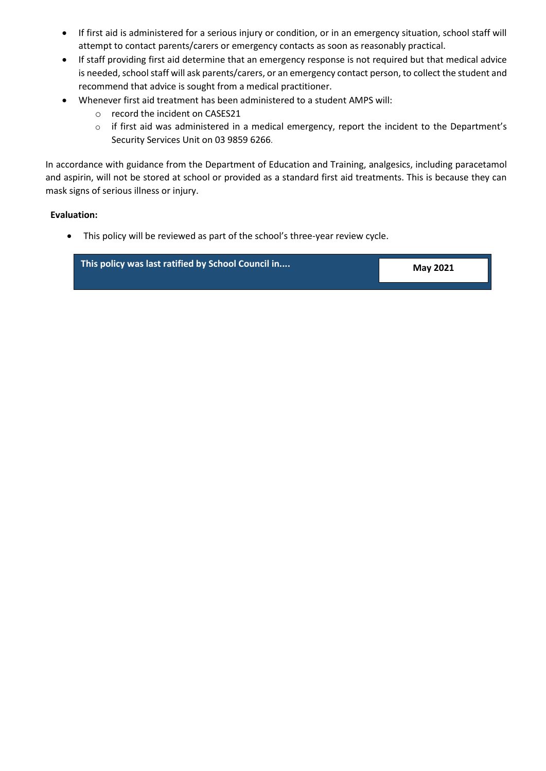- If first aid is administered for a serious injury or condition, or in an emergency situation, school staff will attempt to contact parents/carers or emergency contacts as soon as reasonably practical.
- If staff providing first aid determine that an emergency response is not required but that medical advice is needed, school staff will ask parents/carers, or an emergency contact person, to collect the student and recommend that advice is sought from a medical practitioner.
- Whenever first aid treatment has been administered to a student AMPS will:
  - record the incident on CASES21
  - if first aid was administered in a medical emergency, report the incident to the Department's Security Services Unit on 03 9859 6266.

In accordance with guidance from the Department of Education and Training, analgesics, including paracetamol and aspirin, will not be stored at school or provided as a standard first aid treatments. This is because they can mask signs of serious illness or injury.

**Evaluation:**

- This policy will be reviewed as part of the school's three-year review cycle.

| | |
|---|---|
| **This policy was last ratified by School Council in....** | **May 2021** |